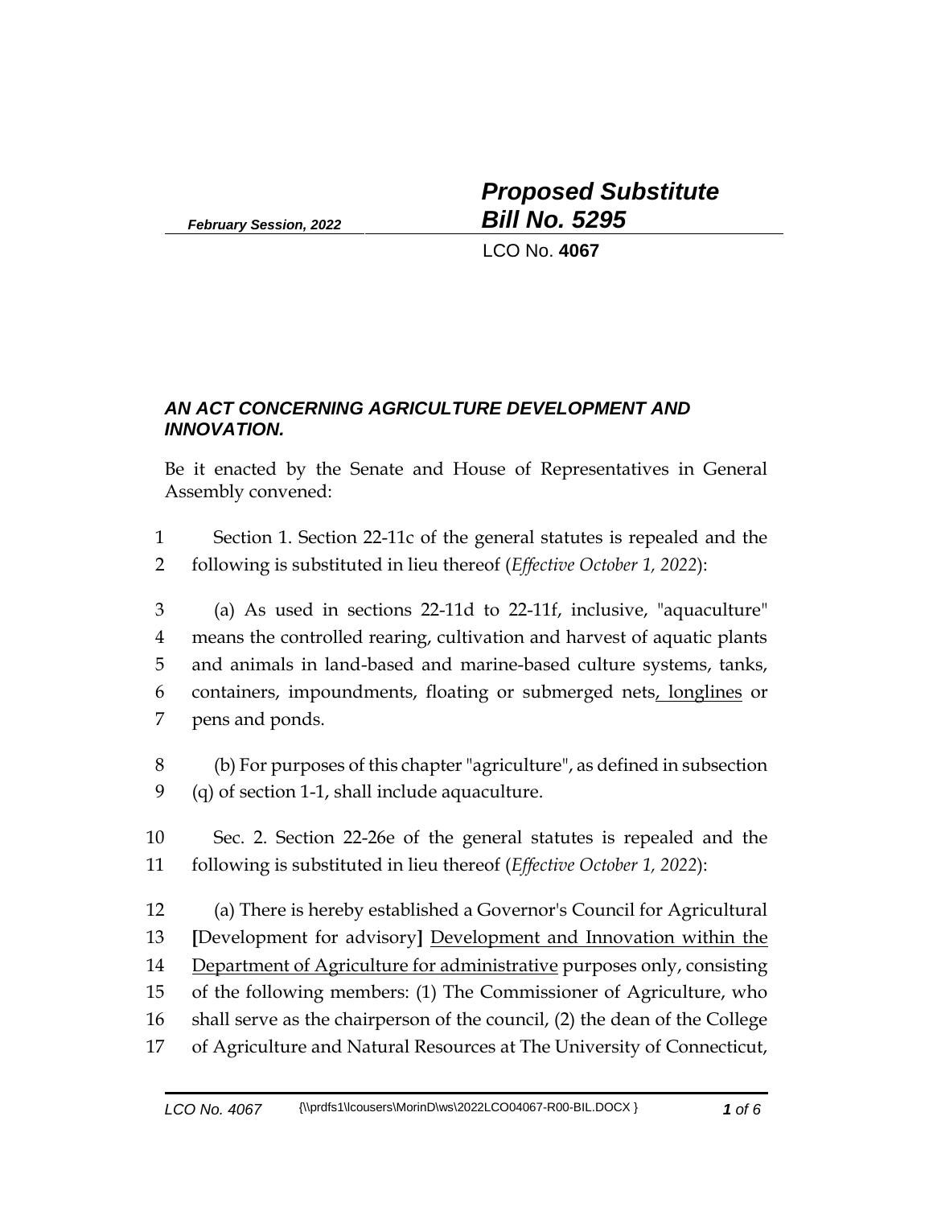*February Session, 2022*

# *Proposed Substitute Bill No. 5295*

LCO No. **4067**

## *AN ACT CONCERNING AGRICULTURE DEVELOPMENT AND INNOVATION.*

Be it enacted by the Senate and House of Representatives in General Assembly convened:

Section 1. Section 22-11c of the general statutes is repealed and the following is substituted in lieu thereof (*Effective October 1, 2022*):

(a) As used in sections 22-11d to 22-11f, inclusive, "aquaculture" means the controlled rearing, cultivation and harvest of aquatic plants and animals in land-based and marine-based culture systems, tanks, containers, impoundments, floating or submerged nets<u>, longlines</u> or pens and ponds.

(b) For purposes of this chapter "agriculture", as defined in subsection (q) of section 1-1, shall include aquaculture.

Sec. 2. Section 22-26e of the general statutes is repealed and the following is substituted in lieu thereof (*Effective October 1, 2022*):

(a) There is hereby established a Governor's Council for Agricultural **[**Development for advisory**]** <u>Development and Innovation within the Department of Agriculture for administrative</u> purposes only, consisting of the following members: (1) The Commissioner of Agriculture, who shall serve as the chairperson of the council, (2) the dean of the College of Agriculture and Natural Resources at The University of Connecticut,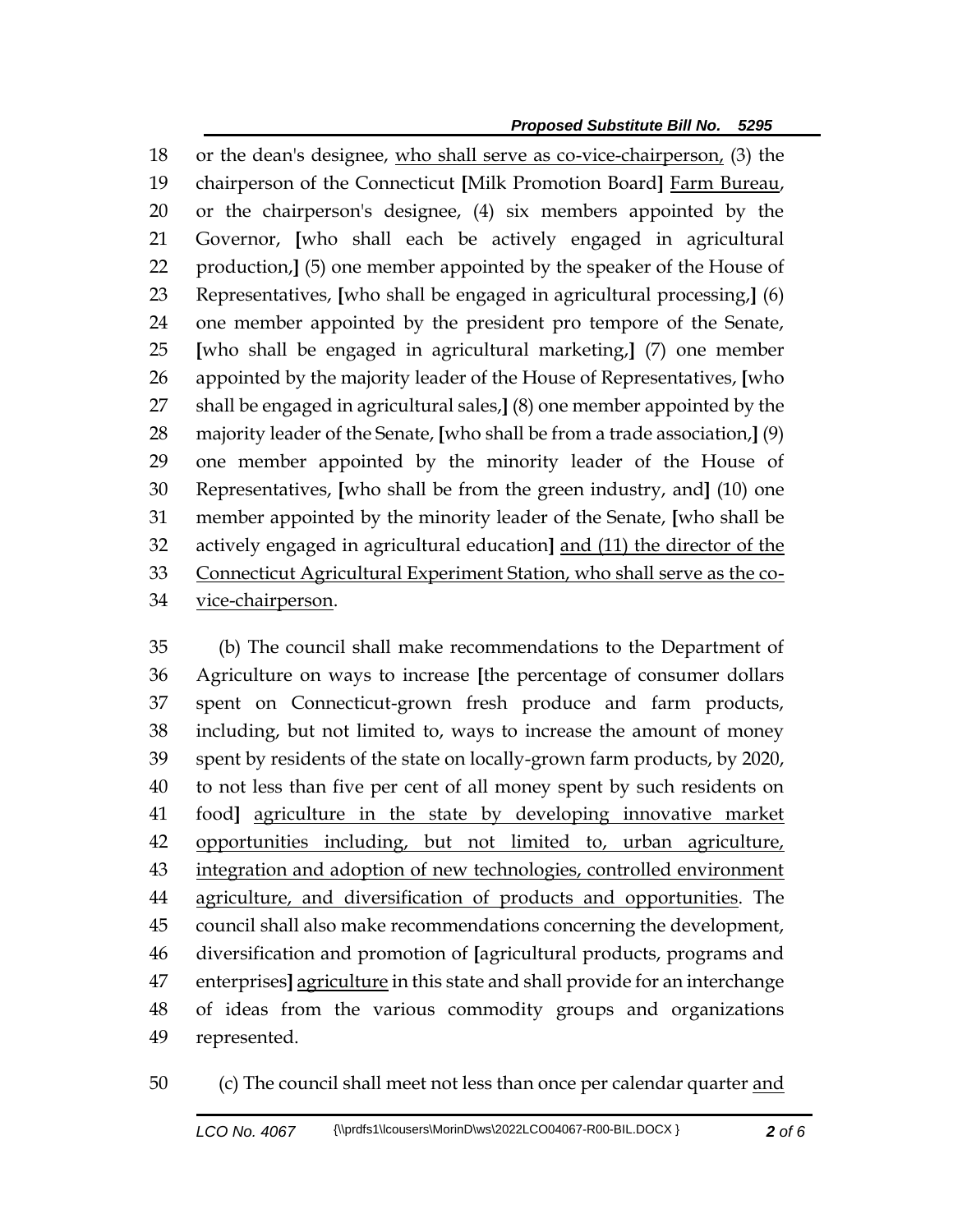or the dean's designee, <u>who shall serve as co-vice-chairperson,</u> (3) the chairperson of the Connecticut **[**Milk Promotion Board**]** <u>Farm Bureau</u>, or the chairperson's designee, (4) six members appointed by the Governor, **[**who shall each be actively engaged in agricultural production,**]** (5) one member appointed by the speaker of the House of Representatives, **[**who shall be engaged in agricultural processing,**]** (6) one member appointed by the president pro tempore of the Senate, **[**who shall be engaged in agricultural marketing,**]** (7) one member appointed by the majority leader of the House of Representatives, **[**who shall be engaged in agricultural sales,**]** (8) one member appointed by the majority leader of the Senate, **[**who shall be from a trade association,**]** (9) one member appointed by the minority leader of the House of Representatives, **[**who shall be from the green industry, and**]** (10) one member appointed by the minority leader of the Senate, **[**who shall be actively engaged in agricultural education**]** <u>and (11) the director of the Connecticut Agricultural Experiment Station, who shall serve as the co-vice-chairperson</u>.

(b) The council shall make recommendations to the Department of Agriculture on ways to increase **[**the percentage of consumer dollars spent on Connecticut-grown fresh produce and farm products, including, but not limited to, ways to increase the amount of money spent by residents of the state on locally-grown farm products, by 2020, to not less than five per cent of all money spent by such residents on food**]** <u>agriculture in the state by developing innovative market opportunities including, but not limited to, urban agriculture, integration and adoption of new technologies, controlled environment agriculture, and diversification of products and opportunities</u>. The council shall also make recommendations concerning the development, diversification and promotion of **[**agricultural products, programs and enterprises**]** <u>agriculture</u> in this state and shall provide for an interchange of ideas from the various commodity groups and organizations represented.

(c) The council shall meet not less than once per calendar quarter <u>and</u>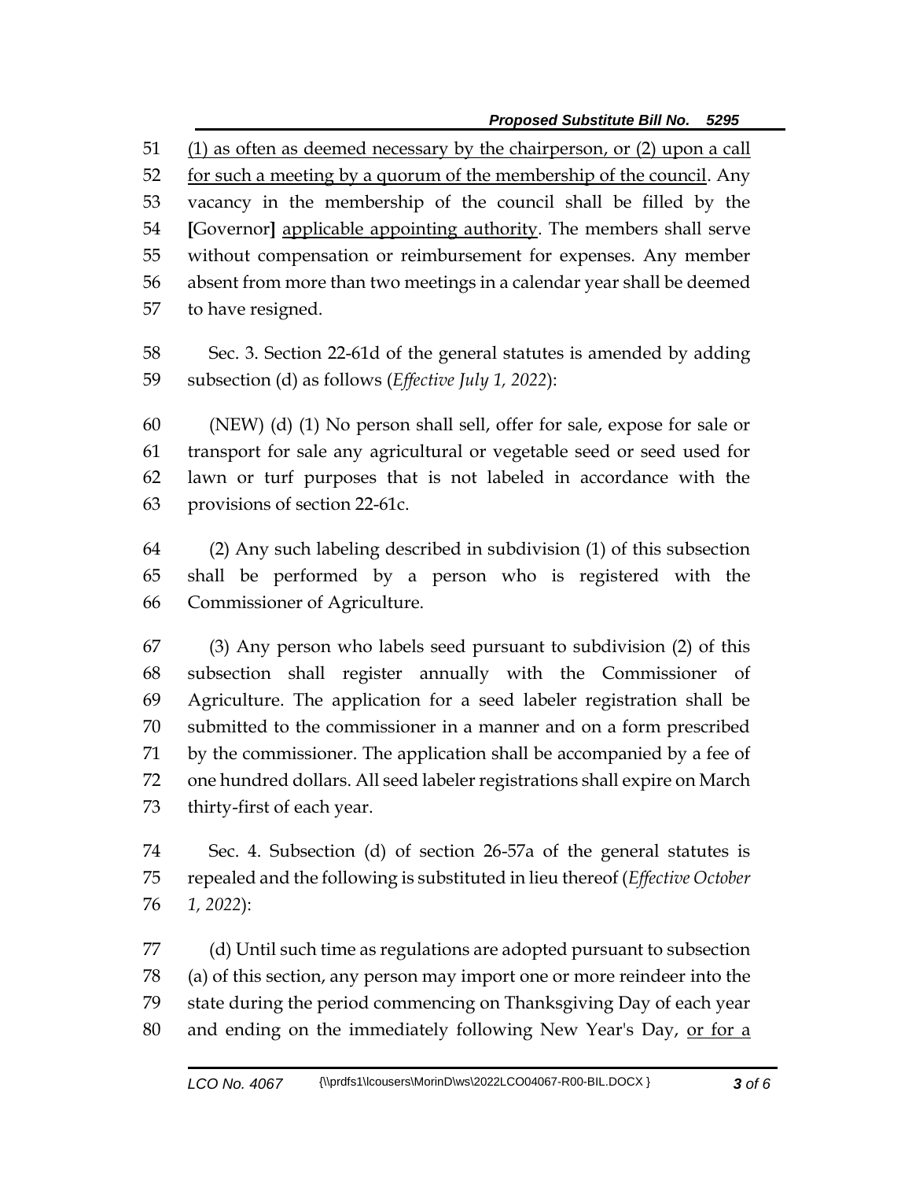51 <u>(1) as often as deemed necessary by the chairperson, or (2) upon a call</u>
52 <u>for such a meeting by a quorum of the membership of the council</u>. Any
53 vacancy in the membership of the council shall be filled by the
54 **[**Governor**]** <u>applicable appointing authority</u>. The members shall serve
55 without compensation or reimbursement for expenses. Any member
56 absent from more than two meetings in a calendar year shall be deemed
57 to have resigned.

58 Sec. 3. Section 22-61d of the general statutes is amended by adding
59 subsection (d) as follows (*Effective July 1, 2022*):

60 (NEW) (d) (1) No person shall sell, offer for sale, expose for sale or
61 transport for sale any agricultural or vegetable seed or seed used for
62 lawn or turf purposes that is not labeled in accordance with the
63 provisions of section 22-61c.

64 (2) Any such labeling described in subdivision (1) of this subsection
65 shall be performed by a person who is registered with the
66 Commissioner of Agriculture.

67 (3) Any person who labels seed pursuant to subdivision (2) of this
68 subsection shall register annually with the Commissioner of
69 Agriculture. The application for a seed labeler registration shall be
70 submitted to the commissioner in a manner and on a form prescribed
71 by the commissioner. The application shall be accompanied by a fee of
72 one hundred dollars. All seed labeler registrations shall expire on March
73 thirty-first of each year.

74 Sec. 4. Subsection (d) of section 26-57a of the general statutes is
75 repealed and the following is substituted in lieu thereof (*Effective October*
76 *1, 2022*):

77 (d) Until such time as regulations are adopted pursuant to subsection
78 (a) of this section, any person may import one or more reindeer into the
79 state during the period commencing on Thanksgiving Day of each year
80 and ending on the immediately following New Year's Day, <u>or for a</u>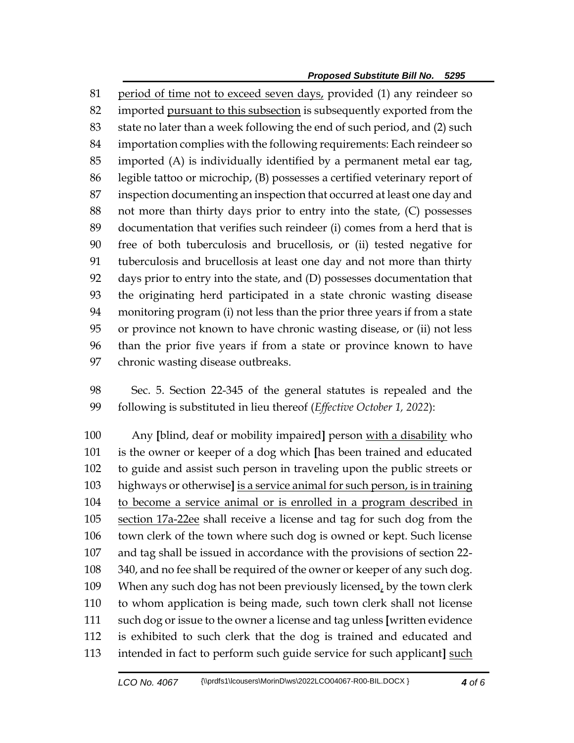period of time not to exceed seven days, provided (1) any reindeer so imported pursuant to this subsection is subsequently exported from the state no later than a week following the end of such period, and (2) such importation complies with the following requirements: Each reindeer so imported (A) is individually identified by a permanent metal ear tag, legible tattoo or microchip, (B) possesses a certified veterinary report of inspection documenting an inspection that occurred at least one day and not more than thirty days prior to entry into the state, (C) possesses documentation that verifies such reindeer (i) comes from a herd that is free of both tuberculosis and brucellosis, or (ii) tested negative for tuberculosis and brucellosis at least one day and not more than thirty days prior to entry into the state, and (D) possesses documentation that the originating herd participated in a state chronic wasting disease monitoring program (i) not less than the prior three years if from a state or province not known to have chronic wasting disease, or (ii) not less than the prior five years if from a state or province known to have chronic wasting disease outbreaks.

Sec. 5. Section 22-345 of the general statutes is repealed and the following is substituted in lieu thereof (*Effective October 1, 2022*):

Any **[**blind, deaf or mobility impaired**]** person with a disability who is the owner or keeper of a dog which **[**has been trained and educated to guide and assist such person in traveling upon the public streets or highways or otherwise**]** is a service animal for such person, is in training to become a service animal or is enrolled in a program described in section 17a-22ee shall receive a license and tag for such dog from the town clerk of the town where such dog is owned or kept. Such license and tag shall be issued in accordance with the provisions of section 22-340, and no fee shall be required of the owner or keeper of any such dog. When any such dog has not been previously licensed, by the town clerk to whom application is being made, such town clerk shall not license such dog or issue to the owner a license and tag unless **[**written evidence is exhibited to such clerk that the dog is trained and educated and intended in fact to perform such guide service for such applicant**]** such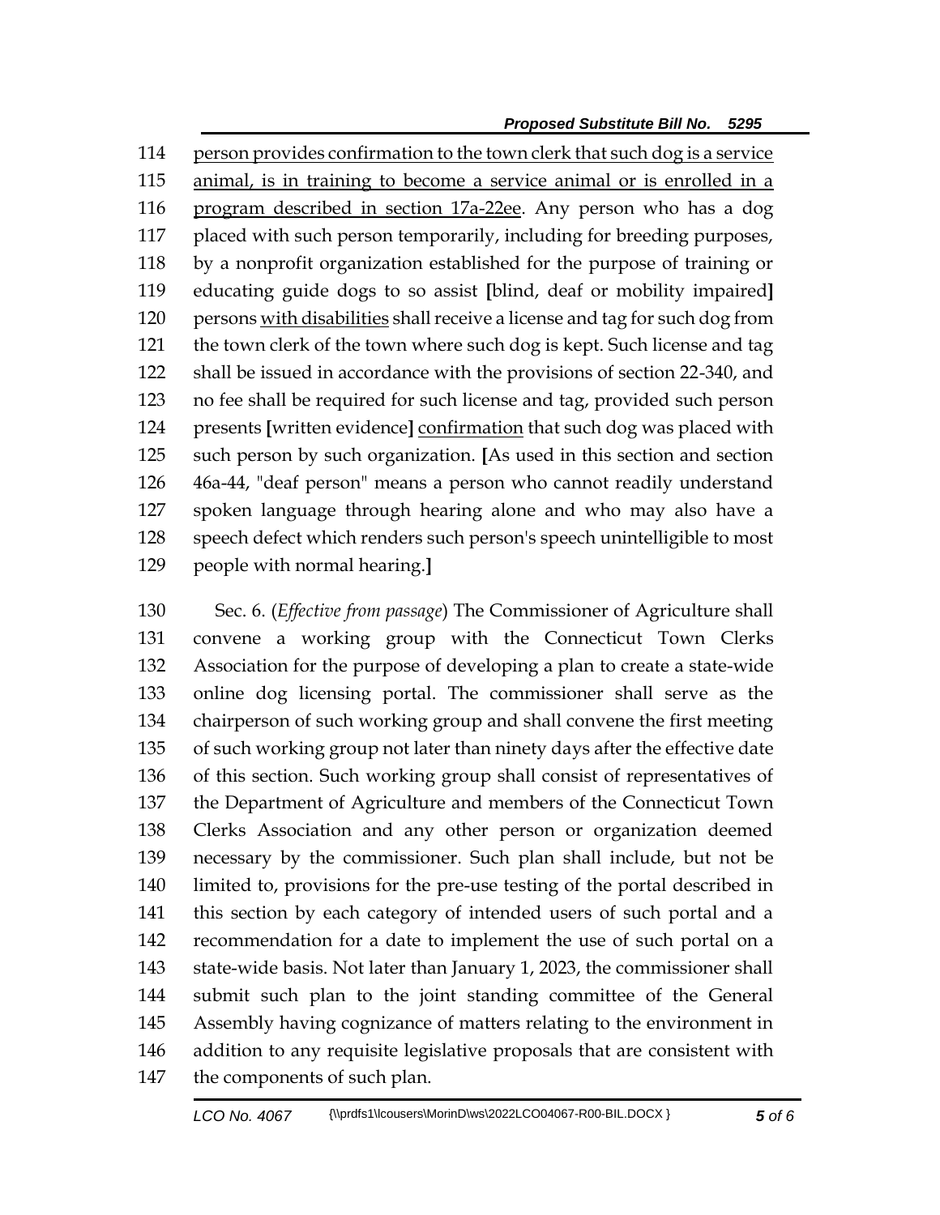person provides confirmation to the town clerk that such dog is a service animal, is in training to become a service animal or is enrolled in a program described in section 17a-22ee. Any person who has a dog placed with such person temporarily, including for breeding purposes, by a nonprofit organization established for the purpose of training or educating guide dogs to so assist [blind, deaf or mobility impaired] persons with disabilities shall receive a license and tag for such dog from the town clerk of the town where such dog is kept. Such license and tag shall be issued in accordance with the provisions of section 22-340, and no fee shall be required for such license and tag, provided such person presents [written evidence] confirmation that such dog was placed with such person by such organization. [As used in this section and section 46a-44, "deaf person" means a person who cannot readily understand spoken language through hearing alone and who may also have a speech defect which renders such person's speech unintelligible to most people with normal hearing.]

Sec. 6. (*Effective from passage*) The Commissioner of Agriculture shall convene a working group with the Connecticut Town Clerks Association for the purpose of developing a plan to create a state-wide online dog licensing portal. The commissioner shall serve as the chairperson of such working group and shall convene the first meeting of such working group not later than ninety days after the effective date of this section. Such working group shall consist of representatives of the Department of Agriculture and members of the Connecticut Town Clerks Association and any other person or organization deemed necessary by the commissioner. Such plan shall include, but not be limited to, provisions for the pre-use testing of the portal described in this section by each category of intended users of such portal and a recommendation for a date to implement the use of such portal on a state-wide basis. Not later than January 1, 2023, the commissioner shall submit such plan to the joint standing committee of the General Assembly having cognizance of matters relating to the environment in addition to any requisite legislative proposals that are consistent with the components of such plan.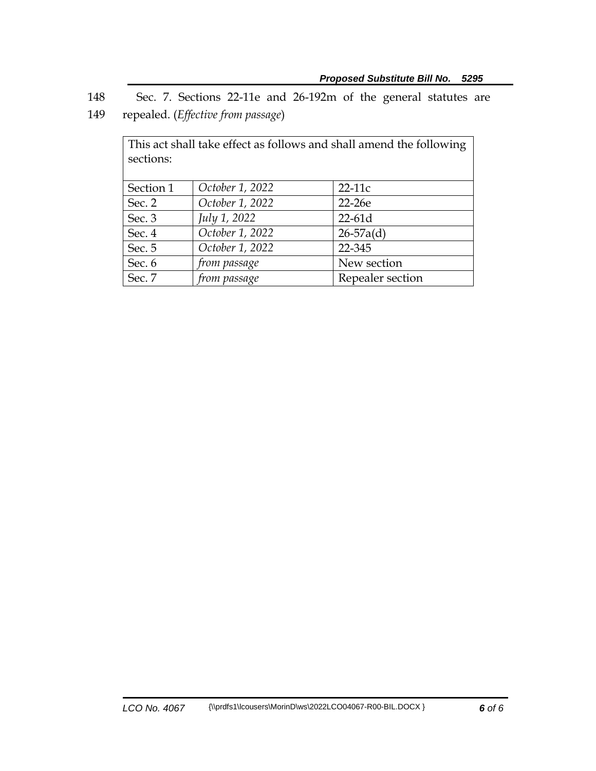148 Sec. 7. Sections 22-11e and 26-192m of the general statutes are
149 repealed. (*Effective from passage*)

| This act shall take effect as follows and shall amend the following sections: | | |
|---|---|---|
| Section 1 | *October 1, 2022* | 22-11c |
| Sec. 2 | *October 1, 2022* | 22-26e |
| Sec. 3 | *July 1, 2022* | 22-61d |
| Sec. 4 | *October 1, 2022* | 26-57a(d) |
| Sec. 5 | *October 1, 2022* | 22-345 |
| Sec. 6 | *from passage* | New section |
| Sec. 7 | *from passage* | Repealer section |